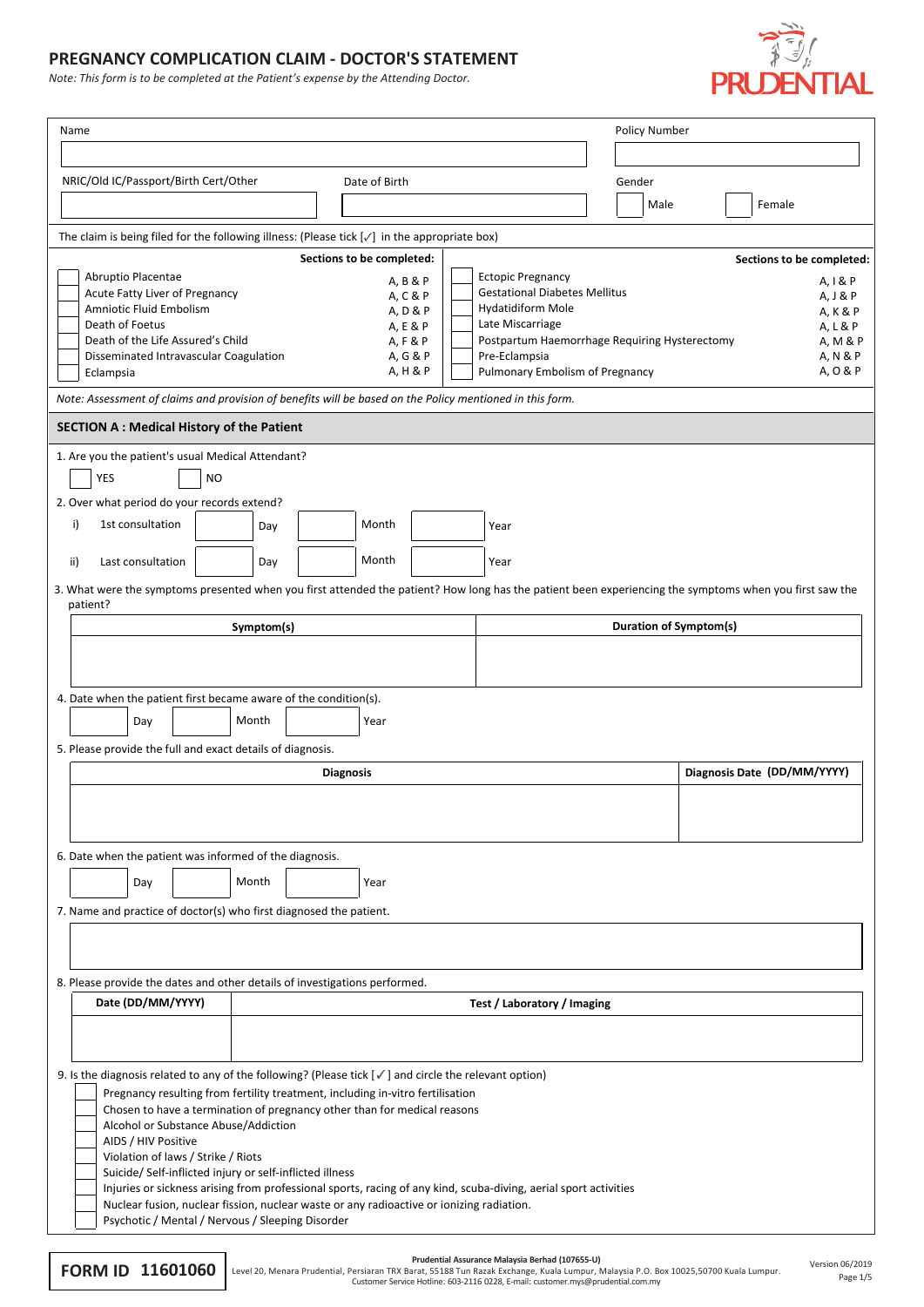# PREGNANCY COMPLICATION CLAIM - DOCTOR'S STATEMENT

*Note: This form is to be completed at the Patient's expense by the Attending Doctor.*

| Name | Policy Number |
|---|---|
| | |

| NRIC/Old IC/Passport/Birth Cert/Other | Date of Birth | Gender |
|---|---|---|
| | | ☐ Male ☐ Female |

The claim is being filed for the following illness: (Please tick [✓] in the appropriate box)

| | Illness | Sections to be completed: | | Illness | Sections to be completed: |
|---|---|---|---|---|---|
| ☐ | Abruptio Placentae | A, B & P | ☐ | Ectopic Pregnancy | A, I & P |
| ☐ | Acute Fatty Liver of Pregnancy | A, C & P | ☐ | Gestational Diabetes Mellitus | A, J & P |
| ☐ | Amniotic Fluid Embolism | A, D & P | ☐ | Hydatidiform Mole | A, K & P |
| ☐ | Death of Foetus | A, E & P | ☐ | Late Miscarriage | A, L & P |
| ☐ | Death of the Life Assured's Child | A, F & P | ☐ | Postpartum Haemorrhage Requiring Hysterectomy | A, M & P |
| ☐ | Disseminated Intravascular Coagulation | A, G & P | ☐ | Pre-Eclampsia | A, N & P |
| ☐ | Eclampsia | A, H & P | ☐ | Pulmonary Embolism of Pregnancy | A, O & P |

*Note: Assessment of claims and provision of benefits will be based on the Policy mentioned in this form.*

## SECTION A : Medical History of the Patient

1. Are you the patient's usual Medical Attendant?

   ☐ YES ☐ NO

2. Over what period do your records extend?

   i) 1st consultation ____ Day ____ Month ____ Year

   ii) Last consultation ____ Day ____ Month ____ Year

3. What were the symptoms presented when you first attended the patient? How long has the patient been experiencing the symptoms when you first saw the patient?

| Symptom(s) | Duration of Symptom(s) |
|---|---|
| | |

4. Date when the patient first became aware of the condition(s).

   ____ Day ____ Month ____ Year

5. Please provide the full and exact details of diagnosis.

| Diagnosis | Diagnosis Date (DD/MM/YYYY) |
|---|---|
| | |

6. Date when the patient was informed of the diagnosis.

   ____ Day ____ Month ____ Year

7. Name and practice of doctor(s) who first diagnosed the patient.

8. Please provide the dates and other details of investigations performed.

| Date (DD/MM/YYYY) | Test / Laboratory / Imaging |
|---|---|
| | |

9. Is the diagnosis related to any of the following? (Please tick [✓] and circle the relevant option)

   ☐ Pregnancy resulting from fertility treatment, including in-vitro fertilisation
   ☐ Chosen to have a termination of pregnancy other than for medical reasons
   ☐ Alcohol or Substance Abuse/Addiction
   ☐ AIDS / HIV Positive
   ☐ Violation of laws / Strike / Riots
   ☐ Suicide/ Self-inflicted injury or self-inflicted illness
   ☐ Injuries or sickness arising from professional sports, racing of any kind, scuba-diving, aerial sport activities
   ☐ Nuclear fusion, nuclear fission, nuclear waste or any radioactive or ionizing radiation.
   ☐ Psychotic / Mental / Nervous / Sleeping Disorder

FORM ID 11601060

**Prudential Assurance Malaysia Berhad (107655-U)**
Level 20, Menara Prudential, Persiaran TRX Barat, 55188 Tun Razak Exchange, Kuala Lumpur, Malaysia P.O. Box 10025,50700 Kuala Lumpur.
Customer Service Hotline: 603-2116 0228, E-mail: customer.mys@prudential.com.my

Version 06/2019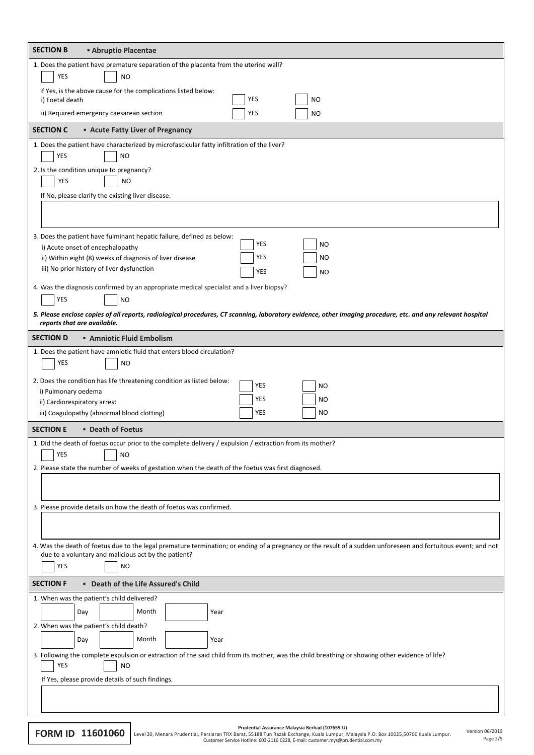## SECTION B ▪ Abruptio Placentae

1. Does the patient have premature separation of the placenta from the uterine wall?

☐ YES ☐ NO

If Yes, is the above cause for the complications listed below:

| | | |
|---|---|---|
| i) Foetal death | ☐ YES | ☐ NO |
| ii) Required emergency caesarean section | ☐ YES | ☐ NO |

## SECTION C ▪ Acute Fatty Liver of Pregnancy

1. Does the patient have characterized by microfascicular fatty infiltration of the liver?

☐ YES ☐ NO

2. Is the condition unique to pregnancy?

☐ YES ☐ NO

If No, please clarify the existing liver disease.

&nbsp;

3. Does the patient have fulminant hepatic failure, defined as below:

| | | |
|---|---|---|
| i) Acute onset of encephalopathy | ☐ YES | ☐ NO |
| ii) Within eight (8) weeks of diagnosis of liver disease | ☐ YES | ☐ NO |
| iii) No prior history of liver dysfunction | ☐ YES | ☐ NO |

4. Was the diagnosis confirmed by an appropriate medical specialist and a liver biopsy?

☐ YES ☐ NO

***5. Please enclose copies of all reports, radiological procedures, CT scanning, laboratory evidence, other imaging procedure, etc. and any relevant hospital reports that are available.***

## SECTION D ▪ Amniotic Fluid Embolism

1. Does the patient have amniotic fluid that enters blood circulation?

☐ YES ☐ NO

2. Does the condition has life threatening condition as listed below:

| | | |
|---|---|---|
| i) Pulmonary oedema | ☐ YES | ☐ NO |
| ii) Cardiorespiratory arrest | ☐ YES | ☐ NO |
| iii) Coagulopathy (abnormal blood clotting) | ☐ YES | ☐ NO |

## SECTION E ▪ Death of Foetus

1. Did the death of foetus occur prior to the complete delivery / expulsion / extraction from its mother?

☐ YES ☐ NO

2. Please state the number of weeks of gestation when the death of the foetus was first diagnosed.

&nbsp;

3. Please provide details on how the death of foetus was confirmed.

&nbsp;

4. Was the death of foetus due to the legal premature termination; or ending of a pregnancy or the result of a sudden unforeseen and fortuitous event; and not due to a voluntary and malicious act by the patient?

☐ YES ☐ NO

## SECTION F ▪ Death of the Life Assured's Child

1. When was the patient's child delivered?

☐ Day ☐ Month ☐ Year

2. When was the patient's child death?

☐ Day ☐ Month ☐ Year

3. Following the complete expulsion or extraction of the said child from its mother, was the child breathing or showing other evidence of life?

☐ YES ☐ NO

If Yes, please provide details of such findings.

&nbsp;

**FORM ID 11601060**

**Prudential Assurance Malaysia Berhad (107655-U)**
Level 20, Menara Prudential, Persiaran TRX Barat, 55188 Tun Razak Exchange, Kuala Lumpur, Malaysia P.O. Box 10025,50700 Kuala Lumpur.
Customer Service Hotline: 603-2116 0228, E-mail: customer.mys@prudential.com.my

Version 06/2019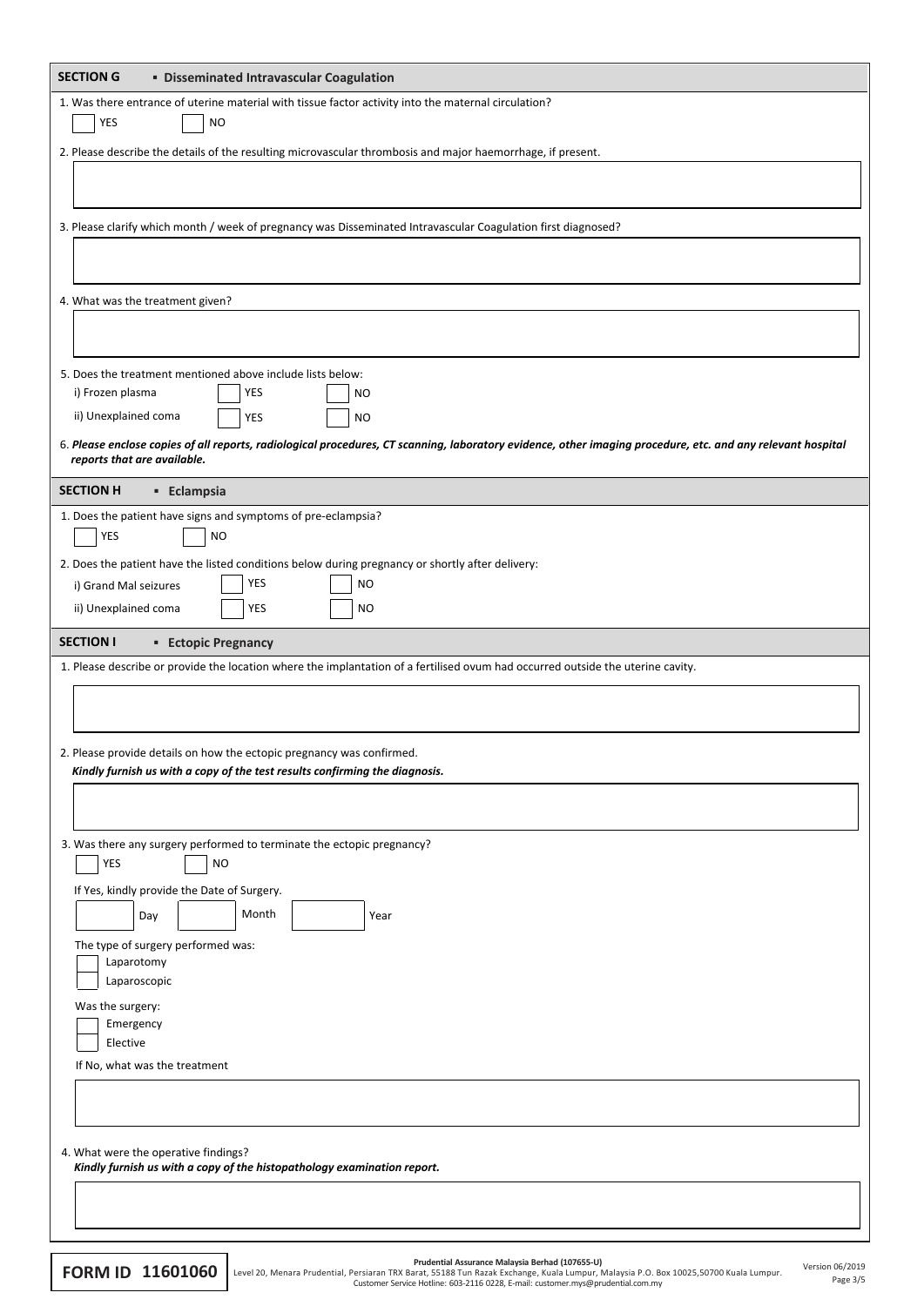## SECTION G ▪ Disseminated Intravascular Coagulation

1. Was there entrance of uterine material with tissue factor activity into the maternal circulation?

☐ YES ☐ NO

2. Please describe the details of the resulting microvascular thrombosis and major haemorrhage, if present.

3. Please clarify which month / week of pregnancy was Disseminated Intravascular Coagulation first diagnosed?

4. What was the treatment given?

5. Does the treatment mentioned above include lists below:

i) Frozen plasma ☐ YES ☐ NO

ii) Unexplained coma ☐ YES ☐ NO

6. ***Please enclose copies of all reports, radiological procedures, CT scanning, laboratory evidence, other imaging procedure, etc. and any relevant hospital reports that are available.***

## SECTION H ▪ Eclampsia

1. Does the patient have signs and symptoms of pre-eclampsia?

☐ YES ☐ NO

2. Does the patient have the listed conditions below during pregnancy or shortly after delivery:

i) Grand Mal seizures ☐ YES ☐ NO

ii) Unexplained coma ☐ YES ☐ NO

## SECTION I ▪ Ectopic Pregnancy

1. Please describe or provide the location where the implantation of a fertilised ovum had occurred outside the uterine cavity.

2. Please provide details on how the ectopic pregnancy was confirmed.
***Kindly furnish us with a copy of the test results confirming the diagnosis.***

3. Was there any surgery performed to terminate the ectopic pregnancy?

☐ YES ☐ NO

If Yes, kindly provide the Date of Surgery.

☐ Day ☐ Month ☐ Year

The type of surgery performed was:

☐ Laparotomy
☐ Laparoscopic

Was the surgery:

☐ Emergency
☐ Elective

If No, what was the treatment

4. What were the operative findings?
***Kindly furnish us with a copy of the histopathology examination report.***

**FORM ID 11601060**

**Prudential Assurance Malaysia Berhad (107655-U)**
Level 20, Menara Prudential, Persiaran TRX Barat, 55188 Tun Razak Exchange, Kuala Lumpur, Malaysia P.O. Box 10025,50700 Kuala Lumpur.
Customer Service Hotline: 603-2116 0228, E-mail: customer.mys@prudential.com.my

Version 06/2019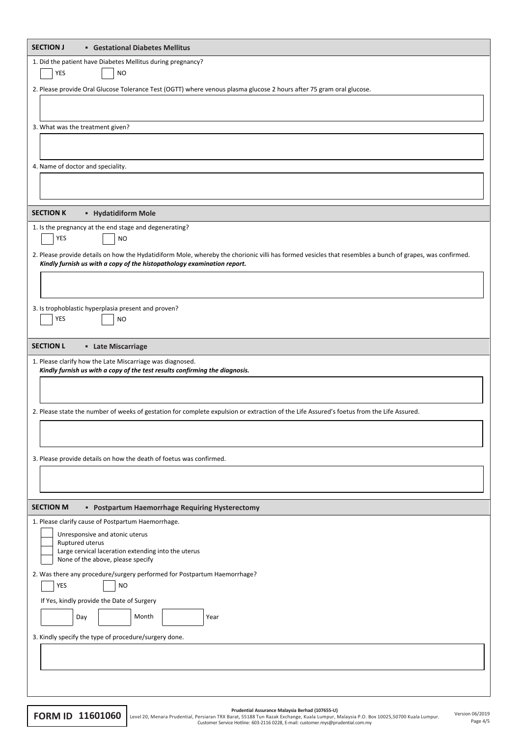## SECTION J ▪ Gestational Diabetes Mellitus

1. Did the patient have Diabetes Mellitus during pregnancy?

☐ YES ☐ NO

2. Please provide Oral Glucose Tolerance Test (OGTT) where venous plasma glucose 2 hours after 75 gram oral glucose.

3. What was the treatment given?

4. Name of doctor and speciality.

## SECTION K ▪ Hydatidiform Mole

1. Is the pregnancy at the end stage and degenerating?

☐ YES ☐ NO

2. Please provide details on how the Hydatidiform Mole, whereby the chorionic villi has formed vesicles that resembles a bunch of grapes, was confirmed.
***Kindly furnish us with a copy of the histopathology examination report.***

3. Is trophoblastic hyperplasia present and proven?

☐ YES ☐ NO

## SECTION L ▪ Late Miscarriage

1. Please clarify how the Late Miscarriage was diagnosed.
***Kindly furnish us with a copy of the test results confirming the diagnosis.***

2. Please state the number of weeks of gestation for complete expulsion or extraction of the Life Assured's foetus from the Life Assured.

3. Please provide details on how the death of foetus was confirmed.

## SECTION M ▪ Postpartum Haemorrhage Requiring Hysterectomy

1. Please clarify cause of Postpartum Haemorrhage.

☐ Unresponsive and atonic uterus
☐ Ruptured uterus
☐ Large cervical laceration extending into the uterus
☐ None of the above, please specify

2. Was there any procedure/surgery performed for Postpartum Haemorrhage?

☐ YES ☐ NO

If Yes, kindly provide the Date of Surgery

Day ______ Month ______ Year ______

3. Kindly specify the type of procedure/surgery done.

**FORM ID 11601060**

**Prudential Assurance Malaysia Berhad (107655-U)**
Level 20, Menara Prudential, Persiaran TRX Barat, 55188 Tun Razak Exchange, Kuala Lumpur, Malaysia P.O. Box 10025,50700 Kuala Lumpur.
Customer Service Hotline: 603-2116 0228, E-mail: customer.mys@prudential.com.my

Version 06/2019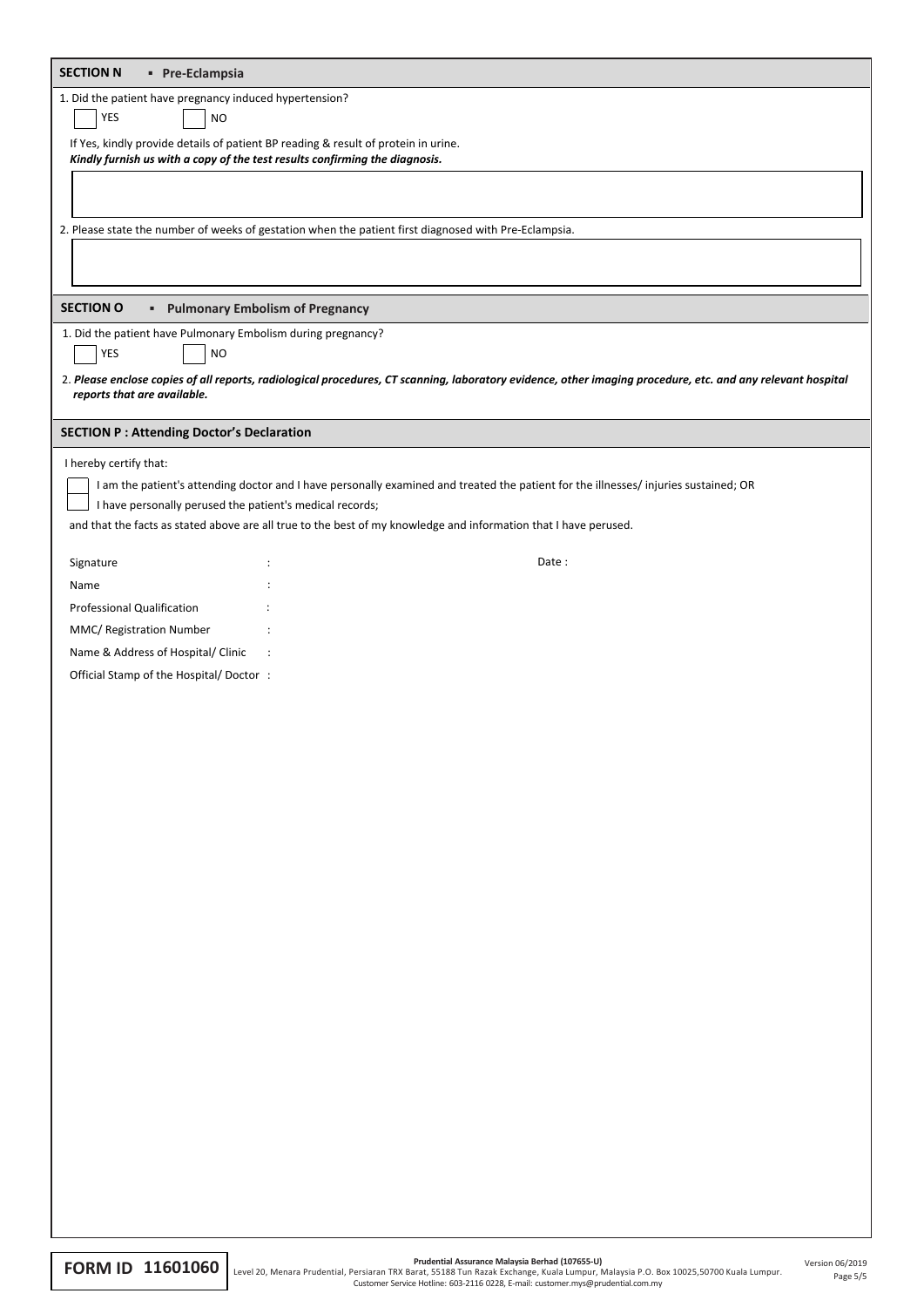## SECTION N ▪ Pre-Eclampsia

1. Did the patient have pregnancy induced hypertension?

☐ YES ☐ NO

If Yes, kindly provide details of patient BP reading & result of protein in urine.
***Kindly furnish us with a copy of the test results confirming the diagnosis.***

2. Please state the number of weeks of gestation when the patient first diagnosed with Pre-Eclampsia.

## SECTION O ▪ Pulmonary Embolism of Pregnancy

1. Did the patient have Pulmonary Embolism during pregnancy?

☐ YES ☐ NO

2. ***Please enclose copies of all reports, radiological procedures, CT scanning, laboratory evidence, other imaging procedure, etc. and any relevant hospital reports that are available.***

## SECTION P : Attending Doctor's Declaration

I hereby certify that:

☐ I am the patient's attending doctor and I have personally examined and treated the patient for the illnesses/ injuries sustained; OR

☐ I have personally perused the patient's medical records;

and that the facts as stated above are all true to the best of my knowledge and information that I have perused.

Signature :                                        Date :

Name :

Professional Qualification :

MMC/ Registration Number :

Name & Address of Hospital/ Clinic :

Official Stamp of the Hospital/ Doctor :

**FORM ID 11601060**

**Prudential Assurance Malaysia Berhad (107655-U)**
Level 20, Menara Prudential, Persiaran TRX Barat, 55188 Tun Razak Exchange, Kuala Lumpur, Malaysia P.O. Box 10025,50700 Kuala Lumpur.
Customer Service Hotline: 603-2116 0228, E-mail: customer.mys@prudential.com.my

Version 06/2019